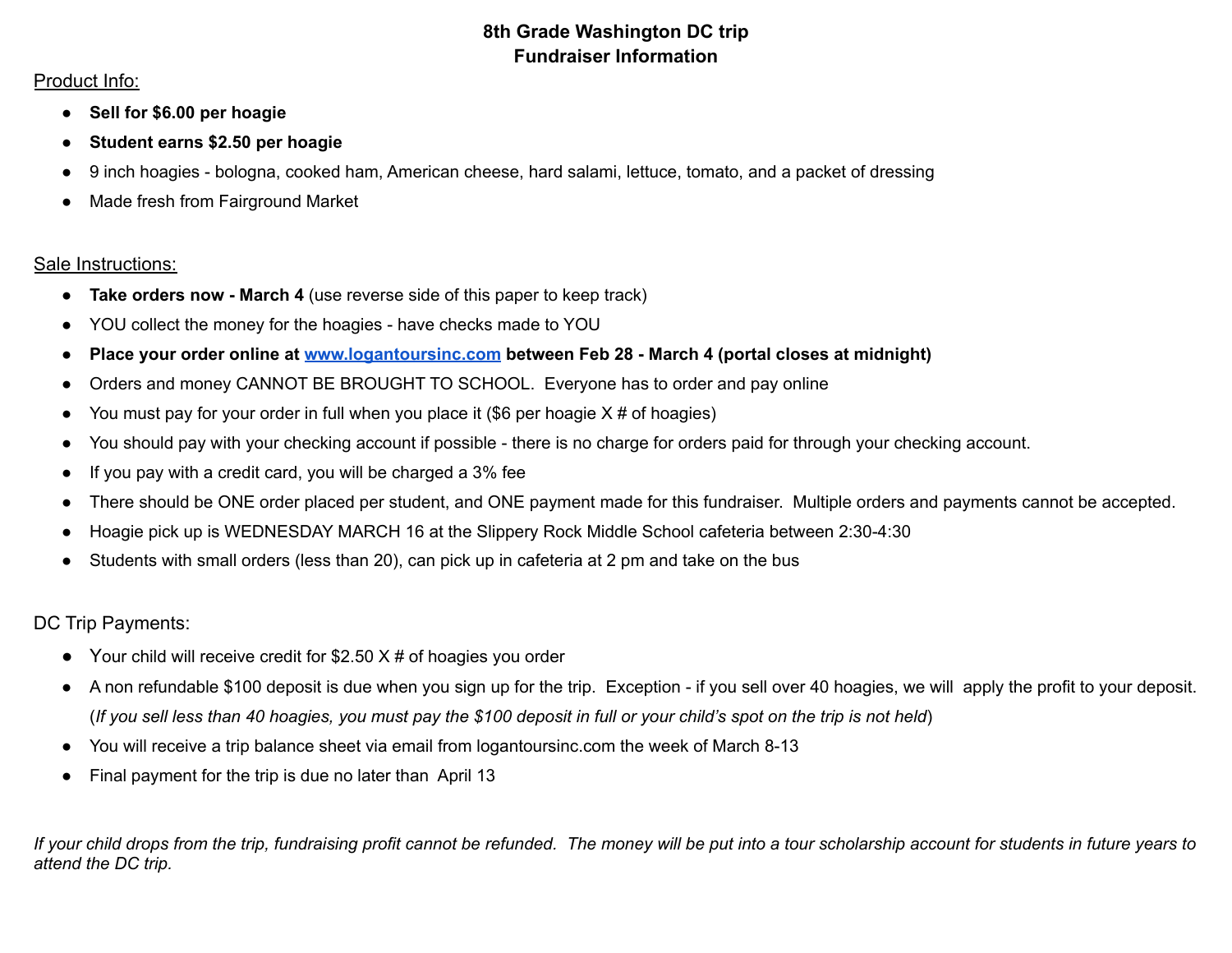# 8th Grade Washington DC trip
## Fundraiser Information

Product Info:

- **Sell for $6.00 per hoagie**
- **Student earns $2.50 per hoagie**
- 9 inch hoagies - bologna, cooked ham, American cheese, hard salami, lettuce, tomato, and a packet of dressing
- Made fresh from Fairground Market

Sale Instructions:

- **Take orders now - March 4** (use reverse side of this paper to keep track)
- YOU collect the money for the hoagies - have checks made to YOU
- **Place your order online at [www.logantoursinc.com](http://www.logantoursinc.com) between Feb 28 - March 4 (portal closes at midnight)**
- Orders and money CANNOT BE BROUGHT TO SCHOOL. Everyone has to order and pay online
- You must pay for your order in full when you place it ($6 per hoagie X # of hoagies)
- You should pay with your checking account if possible - there is no charge for orders paid for through your checking account.
- If you pay with a credit card, you will be charged a 3% fee
- There should be ONE order placed per student, and ONE payment made for this fundraiser. Multiple orders and payments cannot be accepted.
- Hoagie pick up is WEDNESDAY MARCH 16 at the Slippery Rock Middle School cafeteria between 2:30-4:30
- Students with small orders (less than 20), can pick up in cafeteria at 2 pm and take on the bus

DC Trip Payments:

- Your child will receive credit for $2.50 X # of hoagies you order
- A non refundable $100 deposit is due when you sign up for the trip. Exception - if you sell over 40 hoagies, we will apply the profit to your deposit. (*If you sell less than 40 hoagies, you must pay the $100 deposit in full or your child's spot on the trip is not held*)
- You will receive a trip balance sheet via email from logantoursinc.com the week of March 8-13
- Final payment for the trip is due no later than April 13

*If your child drops from the trip, fundraising profit cannot be refunded. The money will be put into a tour scholarship account for students in future years to attend the DC trip.*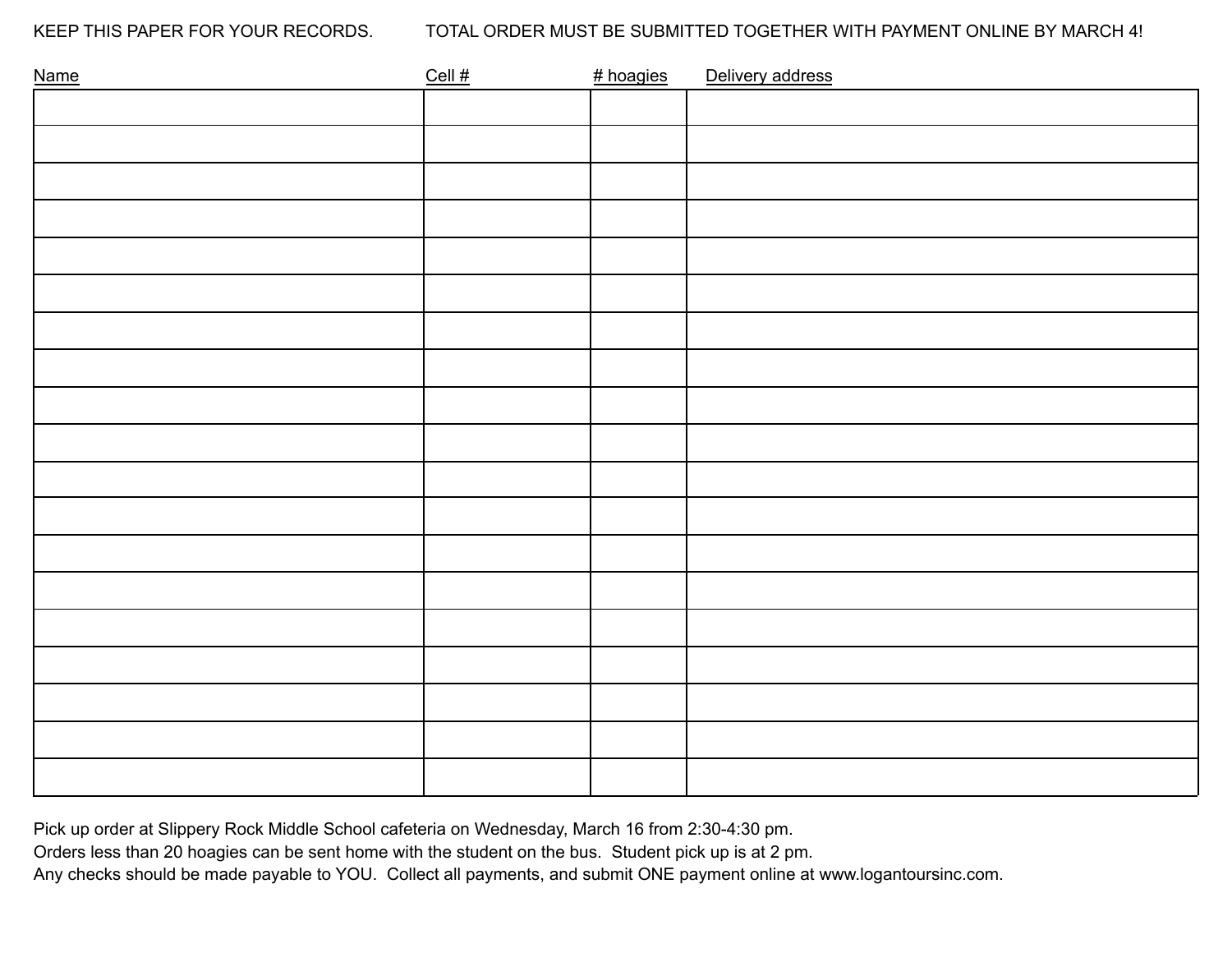KEEP THIS PAPER FOR YOUR RECORDS. TOTAL ORDER MUST BE SUBMITTED TOGETHER WITH PAYMENT ONLINE BY MARCH 4!

| Name | Cell # | # hoagies | Delivery address |
| --- | --- | --- | --- |
| | | | |
| | | | |
| | | | |
| | | | |
| | | | |
| | | | |
| | | | |
| | | | |
| | | | |
| | | | |
| | | | |
| | | | |
| | | | |
| | | | |
| | | | |
| | | | |
| | | | |
| | | | |
| | | | |

Pick up order at Slippery Rock Middle School cafeteria on Wednesday, March 16 from 2:30-4:30 pm.
Orders less than 20 hoagies can be sent home with the student on the bus. Student pick up is at 2 pm.
Any checks should be made payable to YOU. Collect all payments, and submit ONE payment online at www.logantoursinc.com.